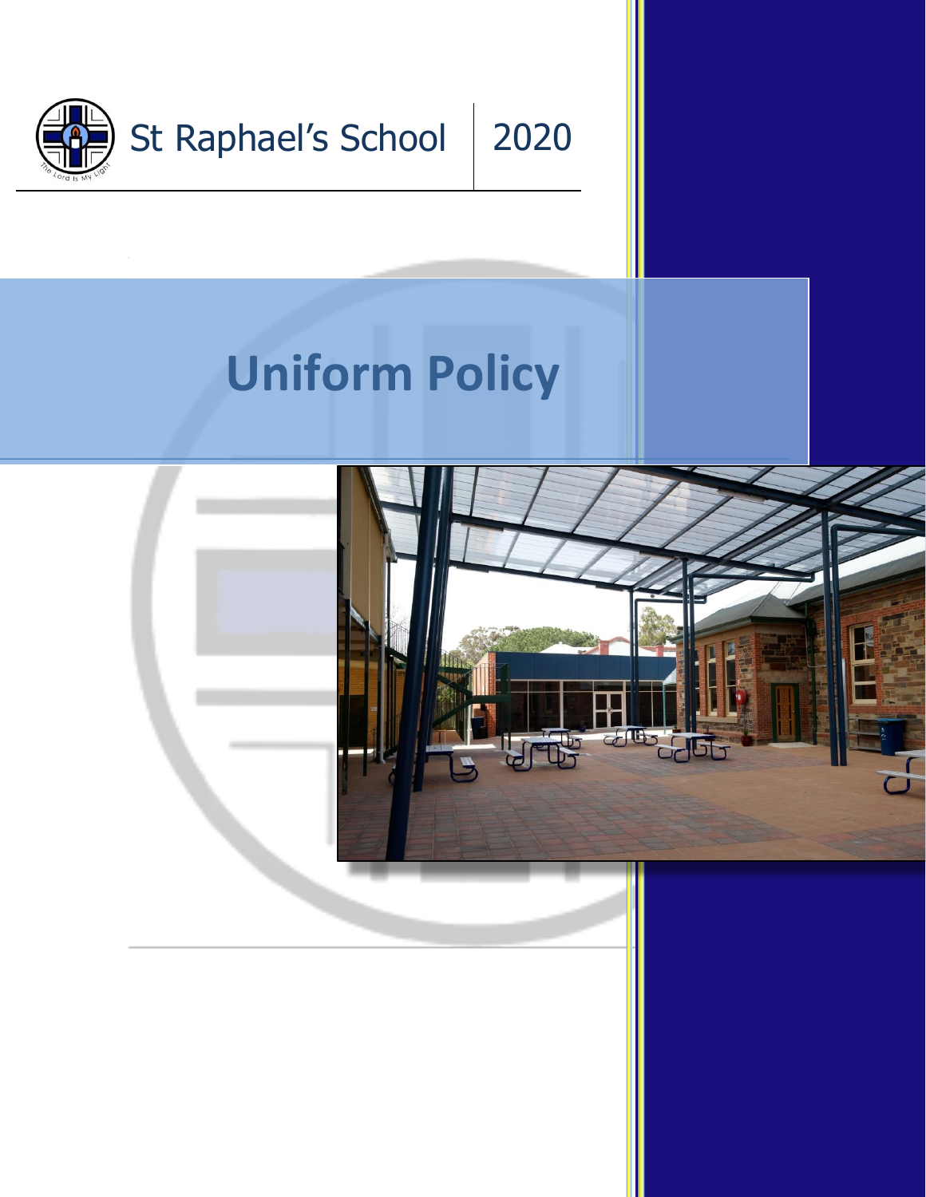St Raphael's School | 2020

# Uniform Policy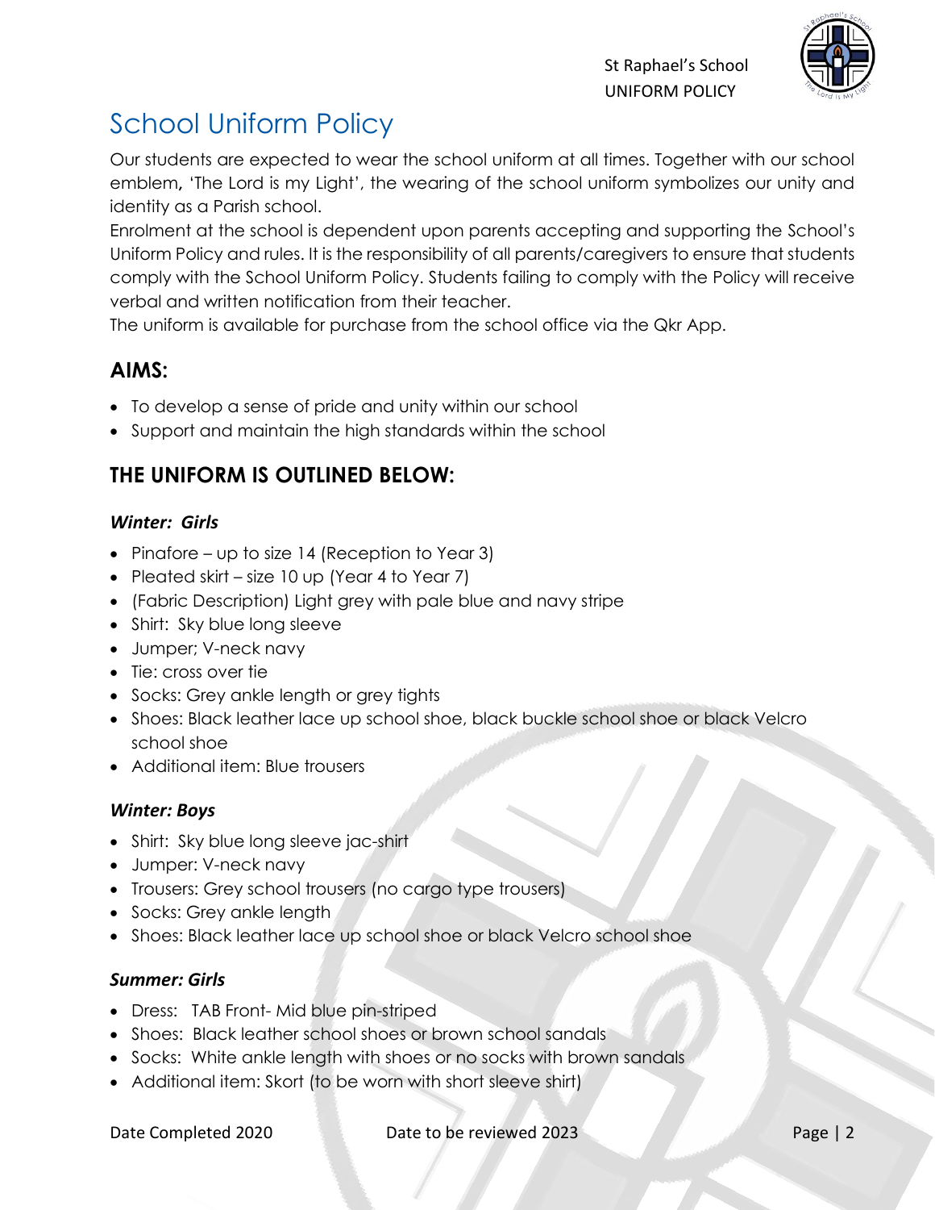# School Uniform Policy

Our students are expected to wear the school uniform at all times. Together with our school emblem, 'The Lord is my Light', the wearing of the school uniform symbolizes our unity and identity as a Parish school.

Enrolment at the school is dependent upon parents accepting and supporting the School's Uniform Policy and rules. It is the responsibility of all parents/caregivers to ensure that students comply with the School Uniform Policy. Students failing to comply with the Policy will receive verbal and written notification from their teacher.

The uniform is available for purchase from the school office via the Qkr App.

## AIMS:

- To develop a sense of pride and unity within our school
- Support and maintain the high standards within the school

## THE UNIFORM IS OUTLINED BELOW:

### *Winter: Girls*

- Pinafore – up to size 14 (Reception to Year 3)
- Pleated skirt – size 10 up (Year 4 to Year 7)
- (Fabric Description) Light grey with pale blue and navy stripe
- Shirt: Sky blue long sleeve
- Jumper; V-neck navy
- Tie: cross over tie
- Socks: Grey ankle length or grey tights
- Shoes: Black leather lace up school shoe, black buckle school shoe or black Velcro school shoe
- Additional item: Blue trousers

### *Winter: Boys*

- Shirt: Sky blue long sleeve jac-shirt
- Jumper: V-neck navy
- Trousers: Grey school trousers (no cargo type trousers)
- Socks: Grey ankle length
- Shoes: Black leather lace up school shoe or black Velcro school shoe

### *Summer: Girls*

- Dress: TAB Front- Mid blue pin-striped
- Shoes: Black leather school shoes or brown school sandals
- Socks: White ankle length with shoes or no socks with brown sandals
- Additional item: Skort (to be worn with short sleeve shirt)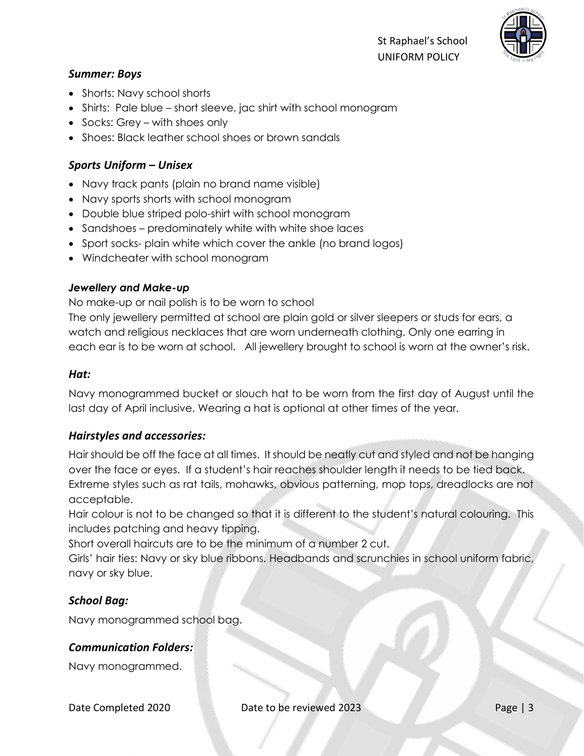### *Summer: Boys*

- Shorts: Navy school shorts
- Shirts: Pale blue – short sleeve, jac shirt with school monogram
- Socks: Grey – with shoes only
- Shoes: Black leather school shoes or brown sandals

### *Sports Uniform – Unisex*

- Navy track pants (plain no brand name visible)
- Navy sports shorts with school monogram
- Double blue striped polo-shirt with school monogram
- Sandshoes – predominately white with white shoe laces
- Sport socks- plain white which cover the ankle (no brand logos)
- Windcheater with school monogram

#### *Jewellery and Make-up*

No make-up or nail polish is to be worn to school

The only jewellery permitted at school are plain gold or silver sleepers or studs for ears, a watch and religious necklaces that are worn underneath clothing. Only one earring in each ear is to be worn at school. All jewellery brought to school is worn at the owner's risk.

### *Hat:*

Navy monogrammed bucket or slouch hat to be worn from the first day of August until the last day of April inclusive. Wearing a hat is optional at other times of the year.

### *Hairstyles and accessories:*

Hair should be off the face at all times. It should be neatly cut and styled and not be hanging over the face or eyes. If a student's hair reaches shoulder length it needs to be tied back. Extreme styles such as rat tails, mohawks, obvious patterning, mop tops, dreadlocks are not acceptable.

Hair colour is not to be changed so that it is different to the student's natural colouring. This includes patching and heavy tipping.

Short overall haircuts are to be the minimum of a number 2 cut.

Girls' hair ties: Navy or sky blue ribbons. Headbands and scrunchies in school uniform fabric, navy or sky blue.

### *School Bag:*

Navy monogrammed school bag.

### *Communication Folders:*

Navy monogrammed.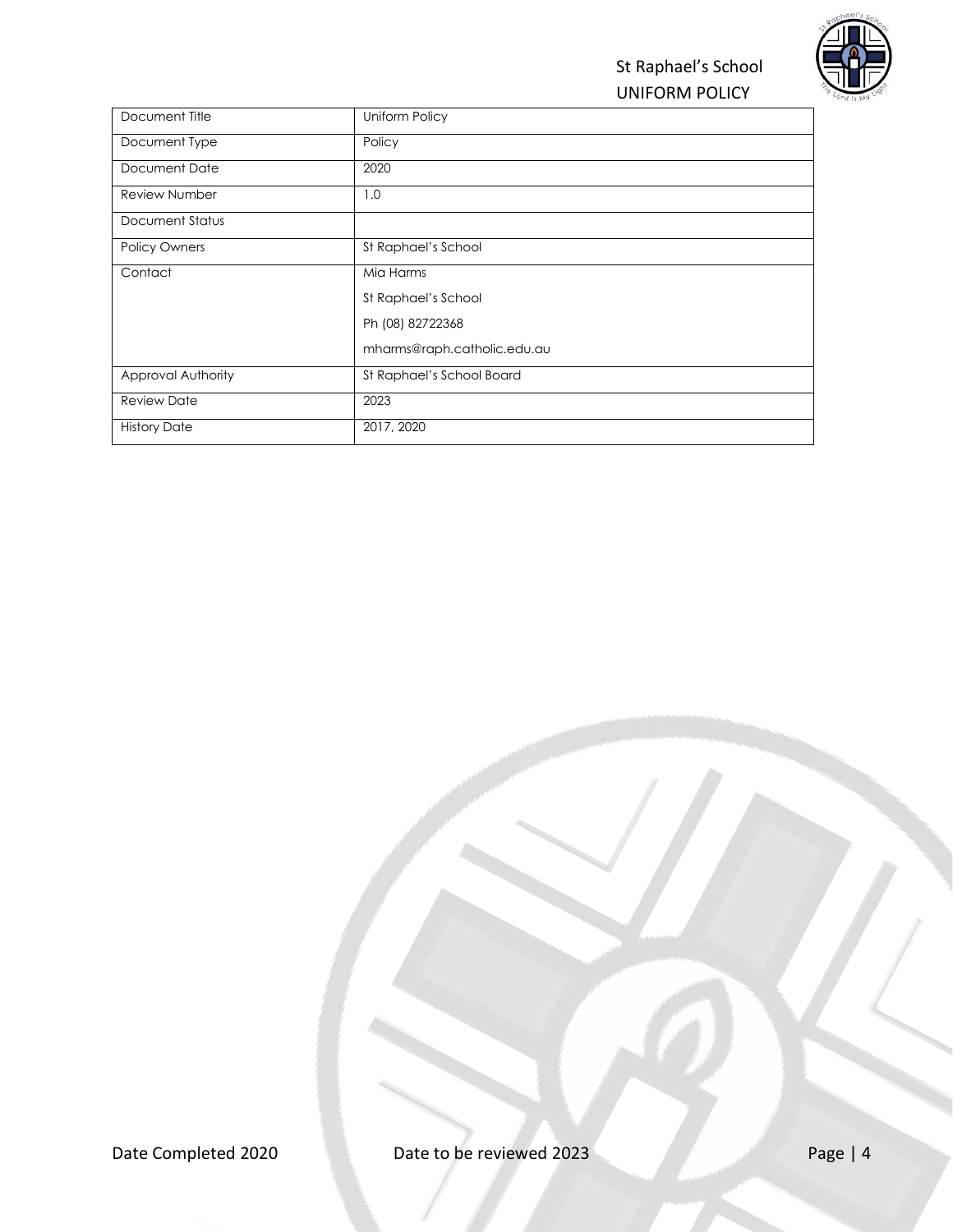| | |
|---|---|
| Document Title | Uniform Policy |
| Document Type | Policy |
| Document Date | 2020 |
| Review Number | 1.0 |
| Document Status | |
| Policy Owners | St Raphael's School |
| Contact | Mia Harms<br>St Raphael's School<br>Ph (08) 82722368<br>mharms@raph.catholic.edu.au |
| Approval Authority | St Raphael's School Board |
| Review Date | 2023 |
| History Date | 2017, 2020 |